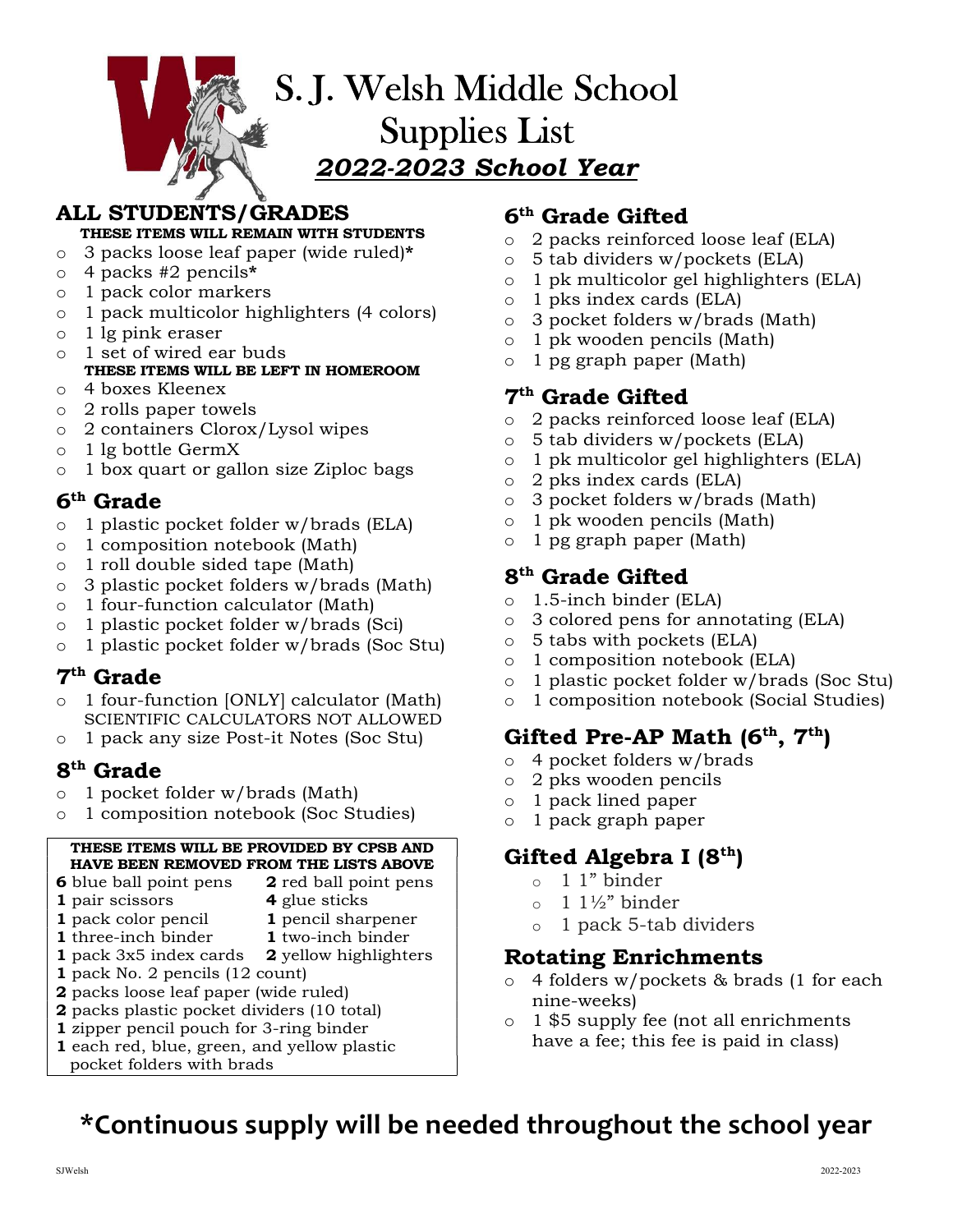# S. J. Welsh Middle School Supplies List

## *2022-2023 School Year*

## ALL STUDENTS/GRADES

**THESE ITEMS WILL REMAIN WITH STUDENTS**

- 3 packs loose leaf paper (wide ruled)*
- 4 packs #2 pencils*
- 1 pack color markers
- 1 pack multicolor highlights (4 colors)
- 1 lg pink eraser
- 1 set of wired ear buds

**THESE ITEMS WILL BE LEFT IN HOMEROOM**

- 4 boxes Kleenex
- 2 rolls paper towels
- 2 containers Clorox/Lysol wipes
- 1 lg bottle GermX
- 1 box quart or gallon size Ziploc bags

## 6th Grade

- 1 plastic pocket folder w/brads (ELA)
- 1 composition notebook (Math)
- 1 roll double sided tape (Math)
- 3 plastic pocket folders w/brads (Math)
- 1 four-function calculator (Math)
- 1 plastic pocket folder w/brads (Sci)
- 1 plastic pocket folder w/brads (Soc Stu)

## 7th Grade

- 1 four-function [ONLY] calculator (Math) SCIENTIFIC CALCULATORS NOT ALLOWED
- 1 pack any size Post-it Notes (Soc Stu)

## 8th Grade

- 1 pocket folder w/brads (Math)
- 1 composition notebook (Soc Studies)

**THESE ITEMS WILL BE PROVIDED BY CPSB AND HAVE BEEN REMOVED FROM THE LISTS ABOVE**

**6** blue ball point pens
**2** red ball point pens
**1** pair scissors
**4** glue sticks
**1** pack color pencil
**1** pencil sharpener
**1** three-inch binder
**1** two-inch binder
**1** pack 3x5 index cards
**2** yellow highlighters
**1** pack No. 2 pencils (12 count)
**2** packs loose leaf paper (wide ruled)
**2** packs plastic pocket dividers (10 total)
**1** zipper pencil pouch for 3-ring binder
**1** each red, blue, green, and yellow plastic pocket folders with brads

## 6th Grade Gifted

- 2 packs reinforced loose leaf (ELA)
- 5 tab dividers w/pockets (ELA)
- 1 pk multicolor gel highlighters (ELA)
- 1 pks index cards (ELA)
- 3 pocket folders w/brads (Math)
- 1 pk wooden pencils (Math)
- 1 pg graph paper (Math)

## 7th Grade Gifted

- 2 packs reinforced loose leaf (ELA)
- 5 tab dividers w/pockets (ELA)
- 1 pk multicolor gel highlighters (ELA)
- 2 pks index cards (ELA)
- 3 pocket folders w/brads (Math)
- 1 pk wooden pencils (Math)
- 1 pg graph paper (Math)

## 8th Grade Gifted

- 1.5-inch binder (ELA)
- 3 colored pens for annotating (ELA)
- 5 tabs with pockets (ELA)
- 1 composition notebook (ELA)
- 1 plastic pocket folder w/brads (Soc Stu)
- 1 composition notebook (Social Studies)

## Gifted Pre-AP Math (6th, 7th)

- 4 pocket folders w/brads
- 2 pks wooden pencils
- 1 pack lined paper
- 1 pack graph paper

## Gifted Algebra I (8th)

- 1 1" binder
- 1 1½" binder
- 1 pack 5-tab dividers

## Rotating Enrichments

- 4 folders w/pockets & brads (1 for each nine-weeks)
- 1 $5 supply fee (not all enrichments have a fee; this fee is paid in class)

**\*Continuous supply will be needed throughout the school year**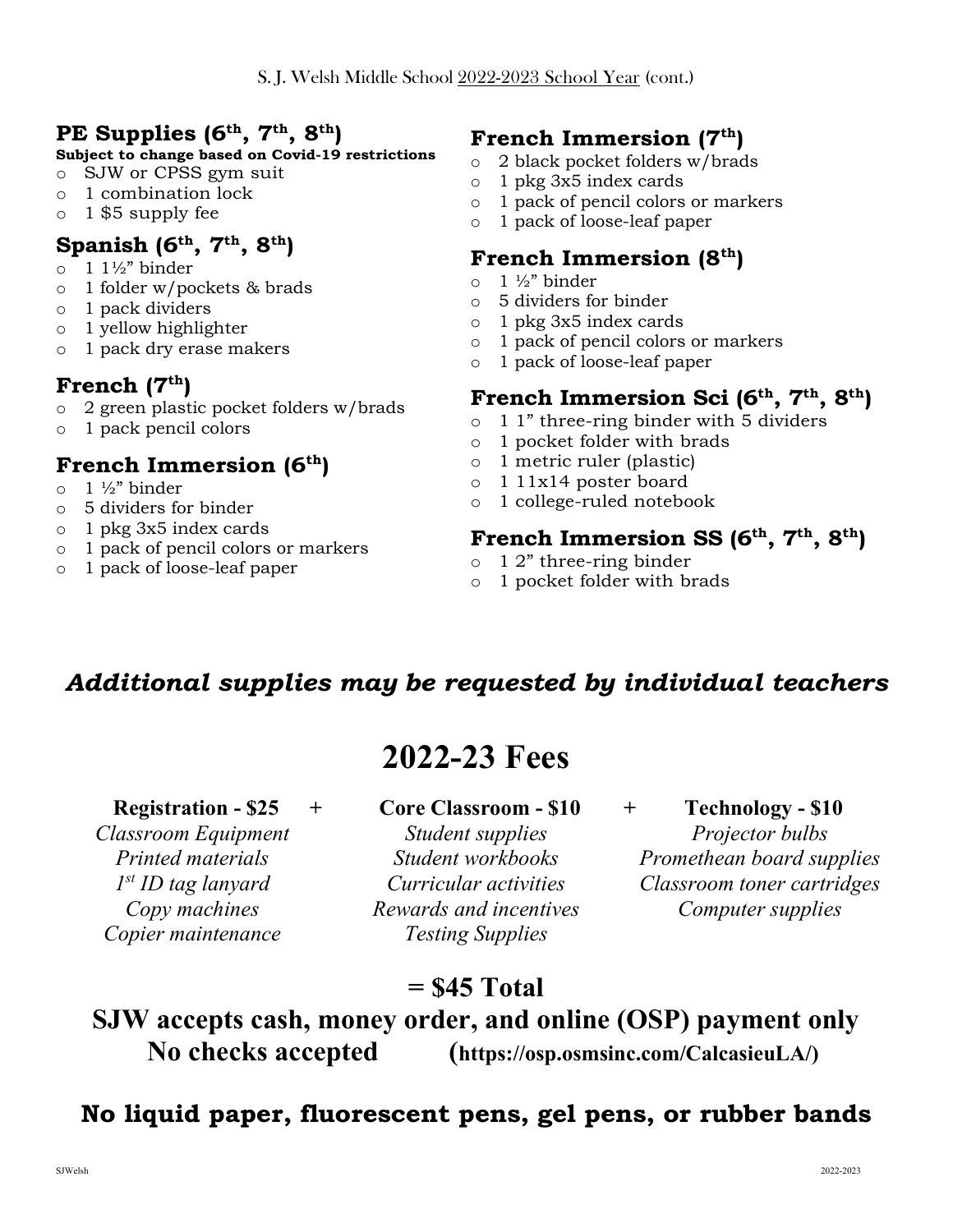## PE Supplies (6th, 7th, 8th)

**Subject to change based on Covid-19 restrictions**

- SJW or CPSS gym suit
- 1 combination lock
- 1 $5 supply fee

## Spanish (6th, 7th, 8th)

- 1 1½" binder
- 1 folder w/pockets & brads
- 1 pack dividers
- 1 yellow highlighter
- 1 pack dry erase makers

## French (7th)

- 2 green plastic pocket folders w/brads
- 1 pack pencil colors

## French Immersion (6th)

- 1 ½" binder
- 5 dividers for binder
- 1 pkg 3x5 index cards
- 1 pack of pencil colors or markers
- 1 pack of loose-leaf paper

## French Immersion (7th)

- 2 black pocket folders w/brads
- 1 pkg 3x5 index cards
- 1 pack of pencil colors or markers
- 1 pack of loose-leaf paper

## French Immersion (8th)

- 1 ½" binder
- 5 dividers for binder
- 1 pkg 3x5 index cards
- 1 pack of pencil colors or markers
- 1 pack of loose-leaf paper

## French Immersion Sci (6th, 7th, 8th)

- 1 1" three-ring binder with 5 dividers
- 1 pocket folder with brads
- 1 metric ruler (plastic)
- 1 11x14 poster board
- 1 college-ruled notebook

## French Immersion SS (6th, 7th, 8th)

- 1 2" three-ring binder
- 1 pocket folder with brads

***Additional supplies may be requested by individual teachers***

# 2022-23 Fees

| Registration - $25 | + | Core Classroom - $10 | + | Technology - $10 |
| --- | --- | --- | --- | --- |
| *Classroom Equipment* | | *Student supplies* | | *Projector bulbs* |
| *Printed materials* | | *Student workbooks* | | *Promethean board supplies* |
| *1st ID tag lanyard* | | *Curricular activities* | | *Classroom toner cartridges* |
| *Copy machines* | | *Rewards and incentives* | | *Computer supplies* |
| *Copier maintenance* | | *Testing Supplies* | | |

**= $45 Total**

**SJW accepts cash, money order, and online (OSP) payment only**

**No checks accepted (https://osp.osmsinc.com/CalcasieuLA/)**

**No liquid paper, fluorescent pens, gel pens, or rubber bands**